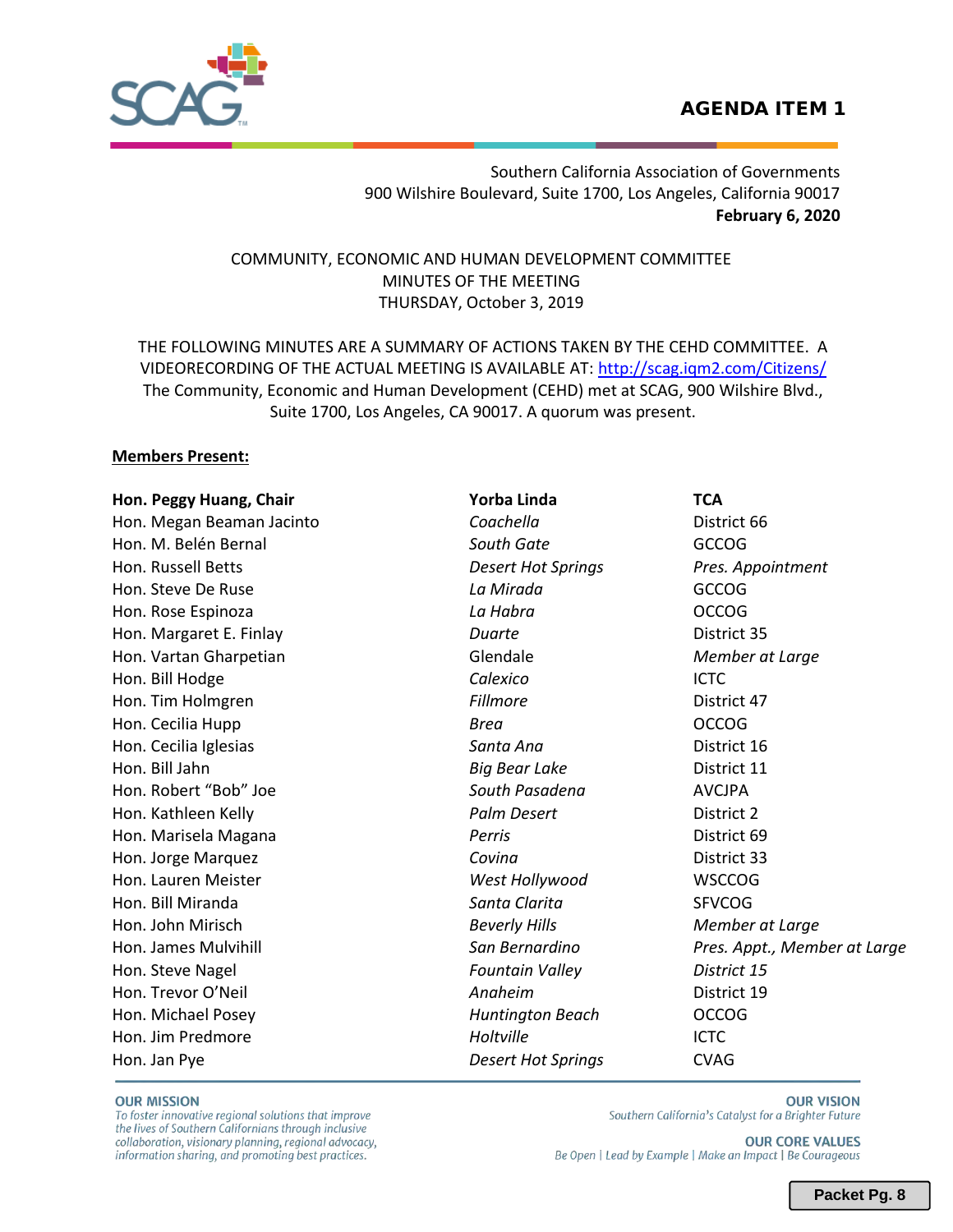**AGENDA ITEM 1**

Southern California Association of Governments
900 Wilshire Boulevard, Suite 1700, Los Angeles, California 90017
**February 6, 2020**

COMMUNITY, ECONOMIC AND HUMAN DEVELOPMENT COMMITTEE
MINUTES OF THE MEETING
THURSDAY, October 3, 2019

THE FOLLOWING MINUTES ARE A SUMMARY OF ACTIONS TAKEN BY THE CEHD COMMITTEE. A VIDEORECORDING OF THE ACTUAL MEETING IS AVAILABLE AT: http://scag.iqm2.com/Citizens/
The Community, Economic and Human Development (CEHD) met at SCAG, 900 Wilshire Blvd., Suite 1700, Los Angeles, CA 90017. A quorum was present.

**Members Present:**

| | | |
|---|---|---|
| **Hon. Peggy Huang, Chair** | **Yorba Linda** | **TCA** |
| Hon. Megan Beaman Jacinto | *Coachella* | District 66 |
| Hon. M. Belén Bernal | *South Gate* | GCCOG |
| Hon. Russell Betts | *Desert Hot Springs* | *Pres. Appointment* |
| Hon. Steve De Ruse | *La Mirada* | GCCOG |
| Hon. Rose Espinoza | *La Habra* | OCCOG |
| Hon. Margaret E. Finlay | *Duarte* | District 35 |
| Hon. Vartan Gharpetian | Glendale | *Member at Large* |
| Hon. Bill Hodge | *Calexico* | ICTC |
| Hon. Tim Holmgren | *Fillmore* | District 47 |
| Hon. Cecilia Hupp | *Brea* | OCCOG |
| Hon. Cecilia Iglesias | *Santa Ana* | District 16 |
| Hon. Bill Jahn | *Big Bear Lake* | District 11 |
| Hon. Robert "Bob" Joe | *South Pasadena* | AVCJPA |
| Hon. Kathleen Kelly | *Palm Desert* | District 2 |
| Hon. Marisela Magana | *Perris* | District 69 |
| Hon. Jorge Marquez | *Covina* | District 33 |
| Hon. Lauren Meister | *West Hollywood* | WSCCOG |
| Hon. Bill Miranda | *Santa Clarita* | SFVCOG |
| Hon. John Mirisch | *Beverly Hills* | *Member at Large* |
| Hon. James Mulvihill | *San Bernardino* | *Pres. Appt., Member at Large* |
| Hon. Steve Nagel | *Fountain Valley* | *District 15* |
| Hon. Trevor O'Neil | *Anaheim* | District 19 |
| Hon. Michael Posey | *Huntington Beach* | OCCOG |
| Hon. Jim Predmore | *Holtville* | ICTC |
| Hon. Jan Pye | *Desert Hot Springs* | CVAG |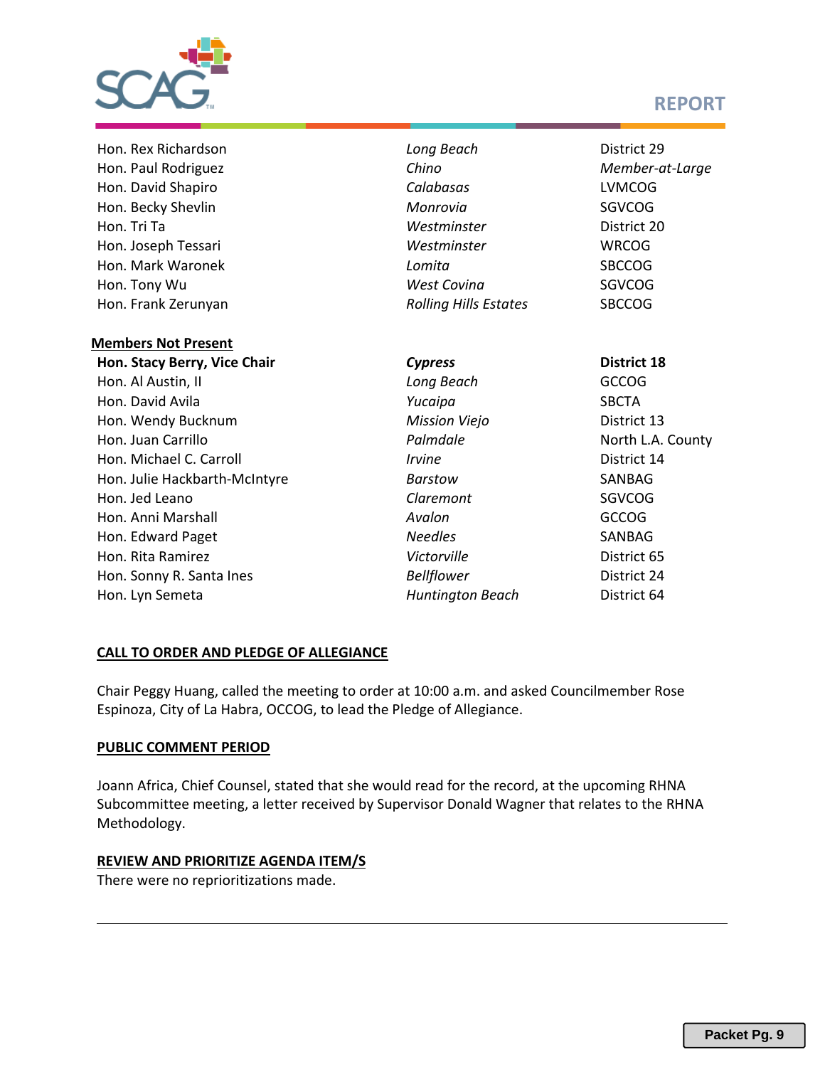| | | |
|---|---|---|
| Hon. Rex Richardson | *Long Beach* | District 29 |
| Hon. Paul Rodriguez | *Chino* | *Member-at-Large* |
| Hon. David Shapiro | *Calabasas* | LVMCOG |
| Hon. Becky Shevlin | *Monrovia* | SGVCOG |
| Hon. Tri Ta | *Westminster* | District 20 |
| Hon. Joseph Tessari | *Westminster* | WRCOG |
| Hon. Mark Waronek | *Lomita* | SBCCOG |
| Hon. Tony Wu | *West Covina* | SGVCOG |
| Hon. Frank Zerunyan | *Rolling Hills Estates* | SBCCOG |

**Members Not Present**

| | | |
|---|---|---|
| **Hon. Stacy Berry, Vice Chair** | ***Cypress*** | **District 18** |
| Hon. Al Austin, II | *Long Beach* | GCCOG |
| Hon. David Avila | *Yucaipa* | SBCTA |
| Hon. Wendy Bucknum | *Mission Viejo* | District 13 |
| Hon. Juan Carrillo | *Palmdale* | North L.A. County |
| Hon. Michael C. Carroll | *Irvine* | District 14 |
| Hon. Julie Hackbarth-McIntyre | *Barstow* | SANBAG |
| Hon. Jed Leano | *Claremont* | SGVCOG |
| Hon. Anni Marshall | *Avalon* | GCCOG |
| Hon. Edward Paget | *Needles* | SANBAG |
| Hon. Rita Ramirez | *Victorville* | District 65 |
| Hon. Sonny R. Santa Ines | *Bellflower* | District 24 |
| Hon. Lyn Semeta | *Huntington Beach* | District 64 |

**CALL TO ORDER AND PLEDGE OF ALLEGIANCE**

Chair Peggy Huang, called the meeting to order at 10:00 a.m. and asked Councilmember Rose Espinoza, City of La Habra, OCCOG, to lead the Pledge of Allegiance.

**PUBLIC COMMENT PERIOD**

Joann Africa, Chief Counsel, stated that she would read for the record, at the upcoming RHNA Subcommittee meeting, a letter received by Supervisor Donald Wagner that relates to the RHNA Methodology.

**REVIEW AND PRIORITIZE AGENDA ITEM/S**

There were no reprioritizations made.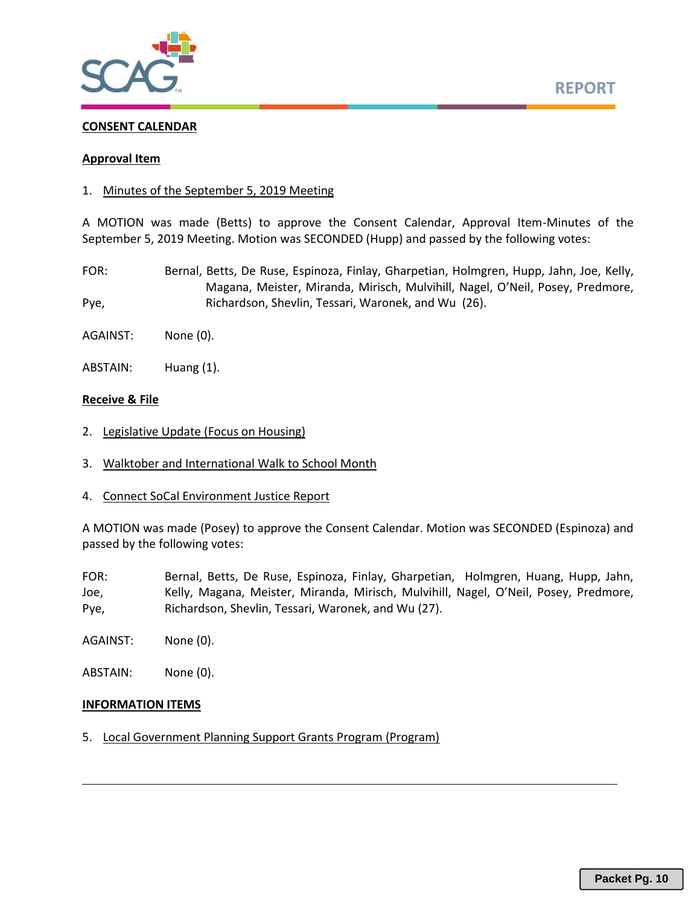**CONSENT CALENDAR**

**Approval Item**

1. Minutes of the September 5, 2019 Meeting

A MOTION was made (Betts) to approve the Consent Calendar, Approval Item-Minutes of the September 5, 2019 Meeting. Motion was SECONDED (Hupp) and passed by the following votes:

FOR: Bernal, Betts, De Ruse, Espinoza, Finlay, Gharpetian, Holmgren, Hupp, Jahn, Joe, Kelly, Magana, Meister, Miranda, Mirisch, Mulvihill, Nagel, O'Neil, Posey, Predmore, Pye, Richardson, Shevlin, Tessari, Waronek, and Wu (26).

AGAINST: None (0).

ABSTAIN: Huang (1).

**Receive & File**

2. Legislative Update (Focus on Housing)

3. Walktober and International Walk to School Month

4. Connect SoCal Environment Justice Report

A MOTION was made (Posey) to approve the Consent Calendar. Motion was SECONDED (Espinoza) and passed by the following votes:

FOR: Bernal, Betts, De Ruse, Espinoza, Finlay, Gharpetian, Holmgren, Huang, Hupp, Jahn, Joe, Kelly, Magana, Meister, Miranda, Mirisch, Mulvihill, Nagel, O'Neil, Posey, Predmore, Pye, Richardson, Shevlin, Tessari, Waronek, and Wu (27).

AGAINST: None (0).

ABSTAIN: None (0).

**INFORMATION ITEMS**

5. Local Government Planning Support Grants Program (Program)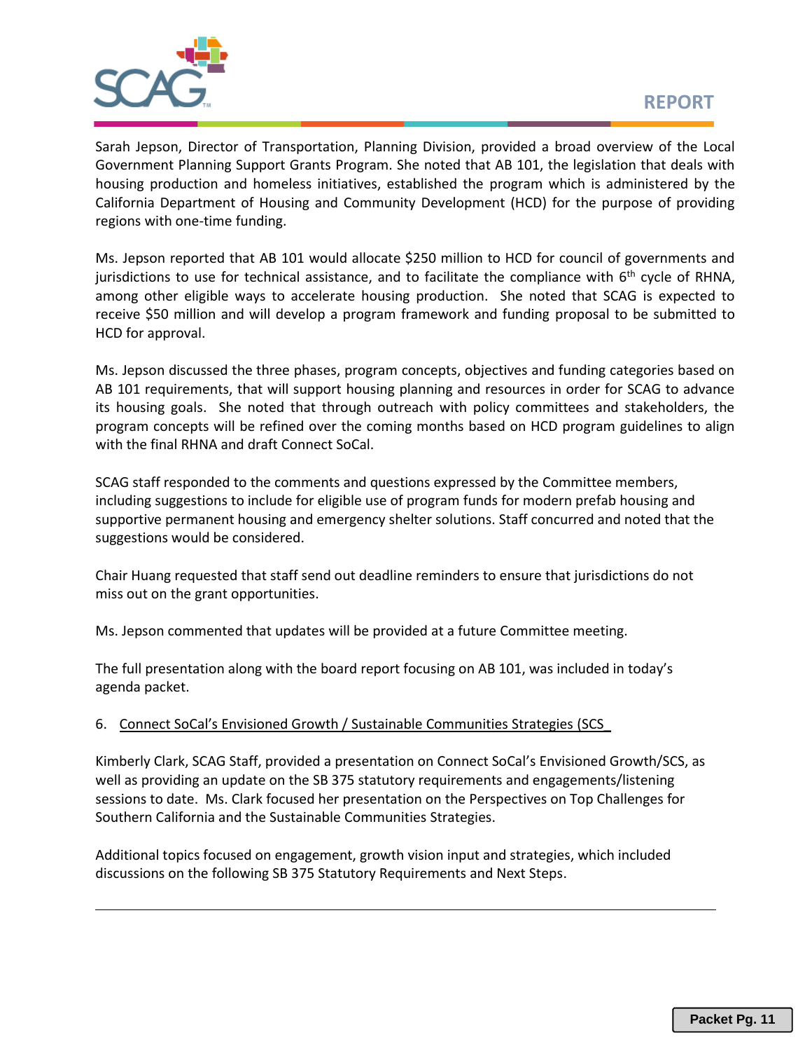Sarah Jepson, Director of Transportation, Planning Division, provided a broad overview of the Local Government Planning Support Grants Program. She noted that AB 101, the legislation that deals with housing production and homeless initiatives, established the program which is administered by the California Department of Housing and Community Development (HCD) for the purpose of providing regions with one-time funding.

Ms. Jepson reported that AB 101 would allocate $250 million to HCD for council of governments and jurisdictions to use for technical assistance, and to facilitate the compliance with 6th cycle of RHNA, among other eligible ways to accelerate housing production. She noted that SCAG is expected to receive $50 million and will develop a program framework and funding proposal to be submitted to HCD for approval.

Ms. Jepson discussed the three phases, program concepts, objectives and funding categories based on AB 101 requirements, that will support housing planning and resources in order for SCAG to advance its housing goals. She noted that through outreach with policy committees and stakeholders, the program concepts will be refined over the coming months based on HCD program guidelines to align with the final RHNA and draft Connect SoCal.

SCAG staff responded to the comments and questions expressed by the Committee members, including suggestions to include for eligible use of program funds for modern prefab housing and supportive permanent housing and emergency shelter solutions. Staff concurred and noted that the suggestions would be considered.

Chair Huang requested that staff send out deadline reminders to ensure that jurisdictions do not miss out on the grant opportunities.

Ms. Jepson commented that updates will be provided at a future Committee meeting.

The full presentation along with the board report focusing on AB 101, was included in today's agenda packet.

6. Connect SoCal's Envisioned Growth / Sustainable Communities Strategies (SCS_

Kimberly Clark, SCAG Staff, provided a presentation on Connect SoCal's Envisioned Growth/SCS, as well as providing an update on the SB 375 statutory requirements and engagements/listening sessions to date. Ms. Clark focused her presentation on the Perspectives on Top Challenges for Southern California and the Sustainable Communities Strategies.

Additional topics focused on engagement, growth vision input and strategies, which included discussions on the following SB 375 Statutory Requirements and Next Steps.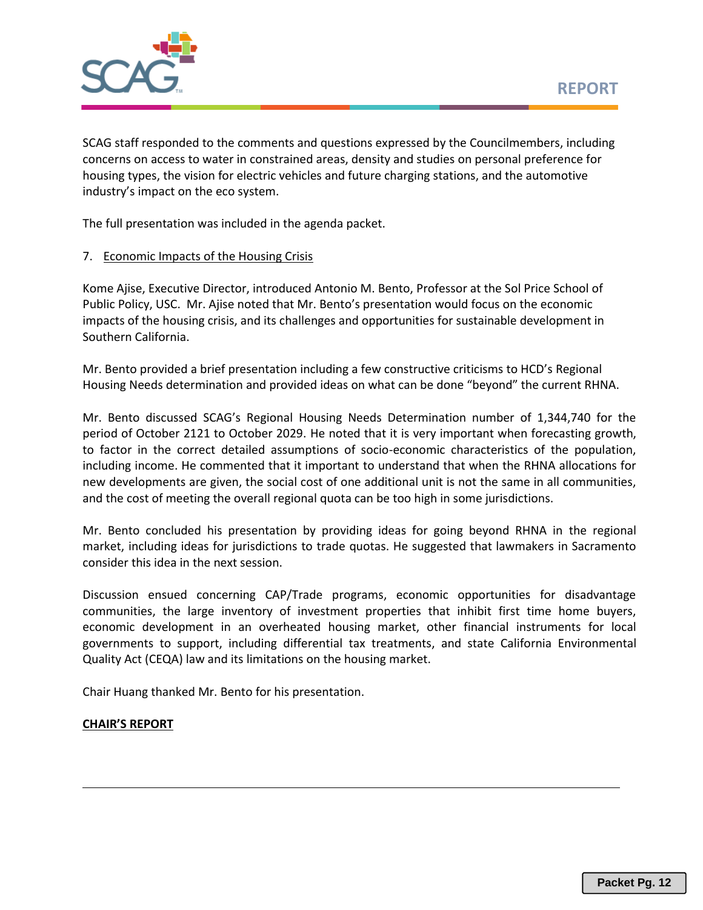SCAG staff responded to the comments and questions expressed by the Councilmembers, including concerns on access to water in constrained areas, density and studies on personal preference for housing types, the vision for electric vehicles and future charging stations, and the automotive industry's impact on the eco system.

The full presentation was included in the agenda packet.

7. Economic Impacts of the Housing Crisis

Kome Ajise, Executive Director, introduced Antonio M. Bento, Professor at the Sol Price School of Public Policy, USC. Mr. Ajise noted that Mr. Bento's presentation would focus on the economic impacts of the housing crisis, and its challenges and opportunities for sustainable development in Southern California.

Mr. Bento provided a brief presentation including a few constructive criticisms to HCD's Regional Housing Needs determination and provided ideas on what can be done "beyond" the current RHNA.

Mr. Bento discussed SCAG's Regional Housing Needs Determination number of 1,344,740 for the period of October 2121 to October 2029. He noted that it is very important when forecasting growth, to factor in the correct detailed assumptions of socio-economic characteristics of the population, including income. He commented that it important to understand that when the RHNA allocations for new developments are given, the social cost of one additional unit is not the same in all communities, and the cost of meeting the overall regional quota can be too high in some jurisdictions.

Mr. Bento concluded his presentation by providing ideas for going beyond RHNA in the regional market, including ideas for jurisdictions to trade quotas. He suggested that lawmakers in Sacramento consider this idea in the next session.

Discussion ensued concerning CAP/Trade programs, economic opportunities for disadvantage communities, the large inventory of investment properties that inhibit first time home buyers, economic development in an overheated housing market, other financial instruments for local governments to support, including differential tax treatments, and state California Environmental Quality Act (CEQA) law and its limitations on the housing market.

Chair Huang thanked Mr. Bento for his presentation.

**CHAIR'S REPORT**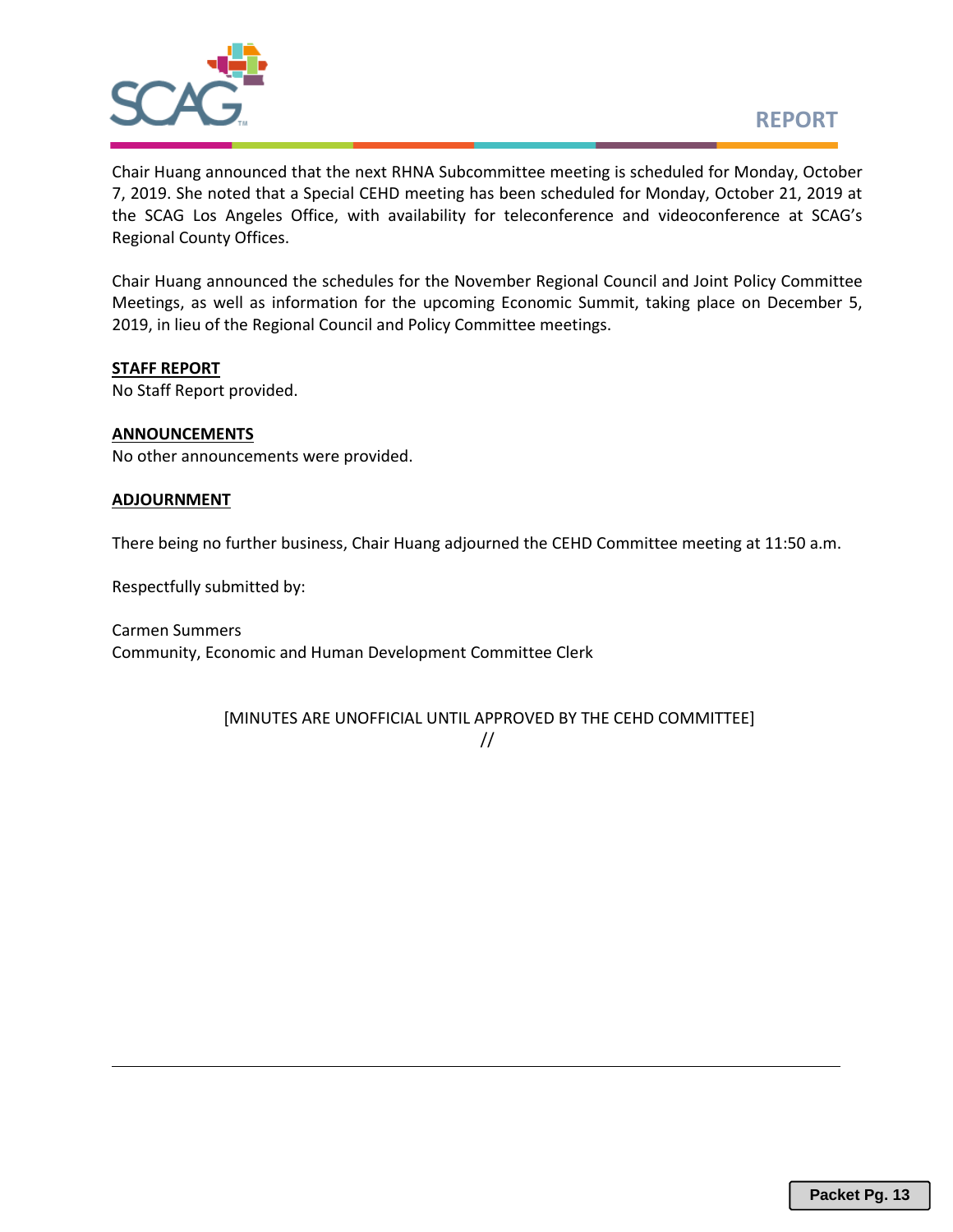Chair Huang announced that the next RHNA Subcommittee meeting is scheduled for Monday, October 7, 2019. She noted that a Special CEHD meeting has been scheduled for Monday, October 21, 2019 at the SCAG Los Angeles Office, with availability for teleconference and videoconference at SCAG's Regional County Offices.

Chair Huang announced the schedules for the November Regional Council and Joint Policy Committee Meetings, as well as information for the upcoming Economic Summit, taking place on December 5, 2019, in lieu of the Regional Council and Policy Committee meetings.

**STAFF REPORT**

No Staff Report provided.

**ANNOUNCEMENTS**

No other announcements were provided.

**ADJOURNMENT**

There being no further business, Chair Huang adjourned the CEHD Committee meeting at 11:50 a.m.

Respectfully submitted by:

Carmen Summers
Community, Economic and Human Development Committee Clerk

[MINUTES ARE UNOFFICIAL UNTIL APPROVED BY THE CEHD COMMITTEE]

//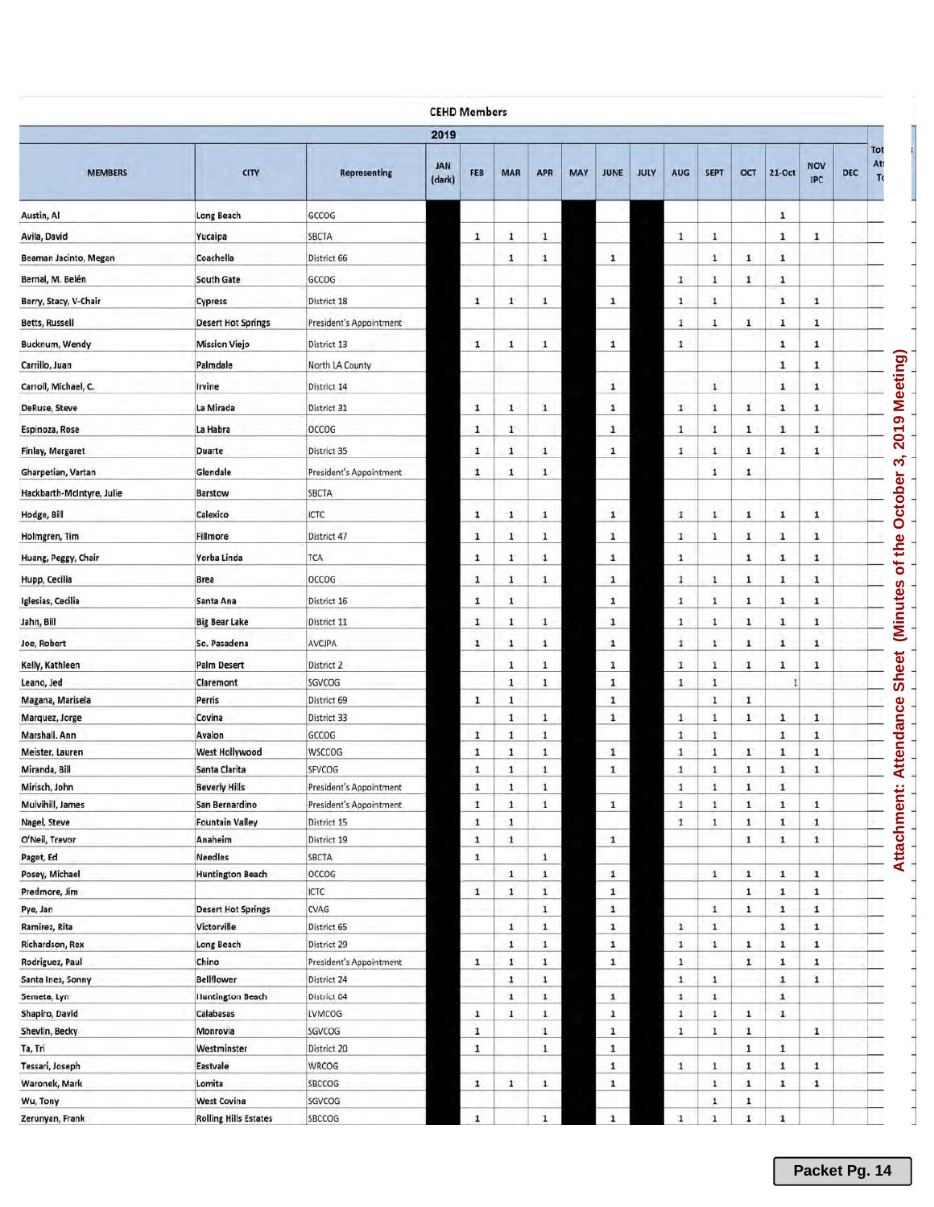## CEHD Members

| MEMBERS | CITY | Representing | 2019 JAN (dark) | FEB | MAR | APR | MAY | JUNE | JULY | AUG | SEPT | OCT | 21-Oct | NOV IPC | DEC | Tot Att To |
|---|---|---|---|---|---|---|---|---|---|---|---|---|---|---|---|---|
| Austin, Al | Long Beach | GCCOG | | | | | | | | | | | 1 | | | |
| Avila, David | Yucaipa | SBCTA | | 1 | 1 | 1 | | | | 1 | 1 | | 1 | 1 | | |
| Beaman Jacinto, Megan | Coachella | District 66 | | | 1 | 1 | | 1 | | | 1 | 1 | 1 | | | |
| Bernal, M. Belén | South Gate | GCCOG | | | | | | | | 1 | 1 | 1 | 1 | | | |
| Berry, Stacy, V-Chair | Cypress | District 18 | | 1 | 1 | 1 | | 1 | | 1 | 1 | | 1 | 1 | | |
| Betts, Russell | Desert Hot Springs | President's Appointment | | | | | | | | 1 | 1 | 1 | 1 | 1 | | |
| Bucknum, Wendy | Mission Viejo | District 13 | | 1 | 1 | 1 | | 1 | | 1 | | | 1 | 1 | | |
| Carrillo, Juan | Palmdale | North LA County | | | | | | | | | | | 1 | 1 | | |
| Carroll, Michael, C. | Irvine | District 14 | | | | | | 1 | | | 1 | | 1 | 1 | | |
| DeRuse, Steve | La Mirada | District 31 | | 1 | 1 | 1 | | 1 | | 1 | 1 | 1 | 1 | 1 | | |
| Espinoza, Rose | La Habra | OCCOG | | 1 | 1 | | | 1 | | 1 | 1 | 1 | 1 | 1 | | |
| Finlay, Margaret | Duarte | District 35 | | 1 | 1 | 1 | | 1 | | 1 | 1 | 1 | 1 | 1 | | |
| Gharpetian, Vartan | Glendale | President's Appointment | | 1 | 1 | 1 | | | | | 1 | 1 | | | | |
| Hackbarth-McIntyre, Julie | Barstow | SBCTA | | | | | | | | | | | | | | |
| Hodge, Bill | Calexico | ICTC | | 1 | 1 | 1 | | 1 | | 1 | 1 | 1 | 1 | 1 | | |
| Holmgren, Tim | Fillmore | District 47 | | 1 | 1 | 1 | | 1 | | 1 | 1 | 1 | 1 | 1 | | |
| Huang, Peggy, Chair | Yorba Linda | TCA | | 1 | 1 | 1 | | 1 | | 1 | | 1 | 1 | 1 | | |
| Hupp, Cecilia | Brea | OCCOG | | 1 | 1 | 1 | | 1 | | 1 | 1 | 1 | 1 | 1 | | |
| Iglesias, Cecilia | Santa Ana | District 16 | | 1 | 1 | | | 1 | | 1 | 1 | 1 | 1 | 1 | | |
| Jahn, Bill | Big Bear Lake | District 11 | | 1 | 1 | 1 | | 1 | | 1 | 1 | 1 | 1 | 1 | | |
| Joe, Robert | So. Pasadena | AVCJPA | | 1 | 1 | 1 | | 1 | | 1 | 1 | 1 | 1 | 1 | | |
| Kelly, Kathleen | Palm Desert | District 2 | | | 1 | 1 | | 1 | | 1 | 1 | 1 | 1 | 1 | | |
| Leano, Jed | Claremont | SGVCOG | | | 1 | 1 | | 1 | | 1 | 1 | | 1 | | | |
| Magana, Marisela | Perris | District 69 | | 1 | 1 | | | 1 | | | 1 | 1 | | | | |
| Marquez, Jorge | Covina | District 33 | | | 1 | 1 | | 1 | | 1 | 1 | 1 | 1 | 1 | | |
| Marshall, Ann | Avalon | GCCOG | | 1 | 1 | 1 | | | | 1 | 1 | | 1 | 1 | | |
| Meister, Lauren | West Hollywood | WSCCOG | | 1 | 1 | 1 | | 1 | | 1 | 1 | 1 | 1 | 1 | | |
| Miranda, Bill | Santa Clarita | SFVCOG | | 1 | 1 | 1 | | 1 | | 1 | 1 | 1 | 1 | 1 | | |
| Mirisch, John | Beverly Hills | President's Appointment | | 1 | 1 | 1 | | | | 1 | 1 | 1 | 1 | | | |
| Mulvihill, James | San Bernardino | President's Appointment | | 1 | 1 | 1 | | 1 | | 1 | 1 | 1 | 1 | 1 | | |
| Nagel, Steve | Fountain Valley | District 15 | | 1 | 1 | | | | | 1 | 1 | 1 | 1 | 1 | | |
| O'Neil, Trevor | Anaheim | District 19 | | 1 | 1 | | | 1 | | | | 1 | 1 | 1 | | |
| Paget, Ed | Needles | SBCTA | | 1 | | 1 | | | | | | | | | | |
| Posey, Michael | Huntington Beach | OCCOG | | | 1 | 1 | | 1 | | | 1 | 1 | 1 | 1 | | |
| Predmore, Jim | | ICTC | | 1 | 1 | 1 | | 1 | | | | 1 | 1 | 1 | | |
| Pye, Jan | Desert Hot Springs | CVAG | | | | 1 | | 1 | | | 1 | 1 | 1 | 1 | | |
| Ramirez, Rita | Victorville | District 65 | | | 1 | 1 | | 1 | | 1 | 1 | | 1 | 1 | | |
| Richardson, Rex | Long Beach | District 29 | | | 1 | 1 | | 1 | | 1 | 1 | 1 | 1 | 1 | | |
| Rodriguez, Paul | Chino | President's Appointment | | 1 | 1 | 1 | | 1 | | 1 | | 1 | 1 | 1 | | |
| Santa Ines, Sonny | Bellflower | District 24 | | | 1 | 1 | | | | 1 | 1 | | 1 | 1 | | |
| Semeta, Lyn | Huntington Beach | District 64 | | | 1 | 1 | | 1 | | 1 | 1 | | 1 | | | |
| Shapiro, David | Calabasas | LVMCOG | | 1 | 1 | 1 | | 1 | | 1 | 1 | 1 | 1 | | | |
| Shevlin, Becky | Monrovia | SGVCOG | | 1 | | 1 | | 1 | | 1 | 1 | 1 | | 1 | | |
| Ta, Tri | Westminster | District 20 | | 1 | | 1 | | 1 | | | | 1 | 1 | | | |
| Tessari, Joseph | Eastvale | WRCOG | | | | | | 1 | | 1 | 1 | 1 | 1 | 1 | | |
| Waronek, Mark | Lomita | SBCCOG | | 1 | 1 | 1 | | 1 | | | 1 | 1 | 1 | 1 | | |
| Wu, Tony | West Covina | SGVCOG | | | | | | | | | 1 | 1 | | | | |
| Zerunyan, Frank | Rolling Hills Estates | SBCCOG | | 1 | | 1 | | 1 | | 1 | 1 | 1 | 1 | | | |